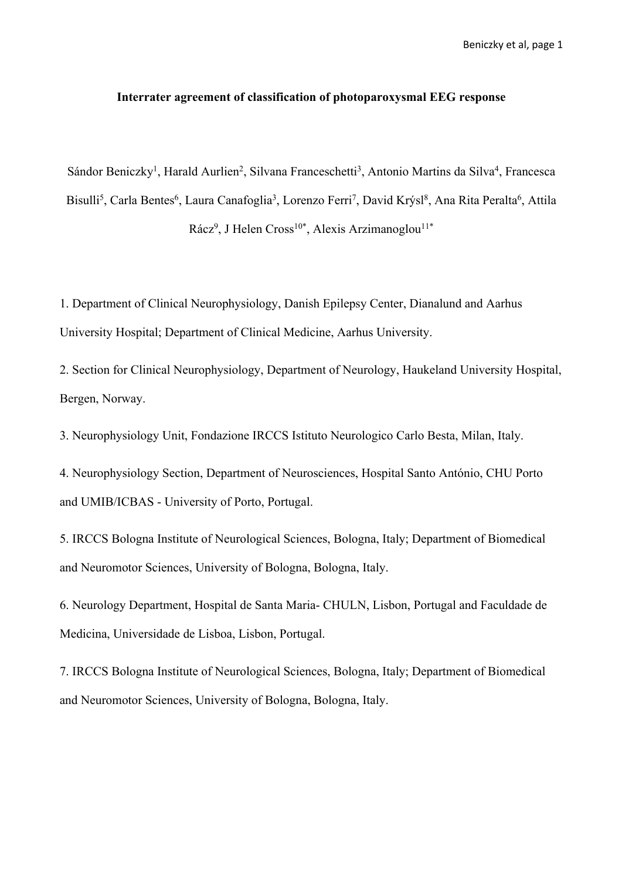**Interrater agreement of classification of photoparoxysmal EEG response**

Sándor Beniczky[1], Harald Aurlien[2], Silvana Franceschetti[3], Antonio Martins da Silva[4], Francesca Bisulli[5], Carla Bentes[6], Laura Canafoglia[3], Lorenzo Ferri[7], David Krýsl[8], Ana Rita Peralta[6], Attila Rácz[9], J Helen Cross[10*], Alexis Arzimanoglou[11*]

1. Department of Clinical Neurophysiology, Danish Epilepsy Center, Dianalund and Aarhus University Hospital; Department of Clinical Medicine, Aarhus University.

2. Section for Clinical Neurophysiology, Department of Neurology, Haukeland University Hospital, Bergen, Norway.

3. Neurophysiology Unit, Fondazione IRCCS Istituto Neurologico Carlo Besta, Milan, Italy.

4. Neurophysiology Section, Department of Neurosciences, Hospital Santo António, CHU Porto and UMIB/ICBAS - University of Porto, Portugal.

5. IRCCS Bologna Institute of Neurological Sciences, Bologna, Italy; Department of Biomedical and Neuromotor Sciences, University of Bologna, Bologna, Italy.

6. Neurology Department, Hospital de Santa Maria- CHULN, Lisbon, Portugal and Faculdade de Medicina, Universidade de Lisboa, Lisbon, Portugal.

7. IRCCS Bologna Institute of Neurological Sciences, Bologna, Italy; Department of Biomedical and Neuromotor Sciences, University of Bologna, Bologna, Italy.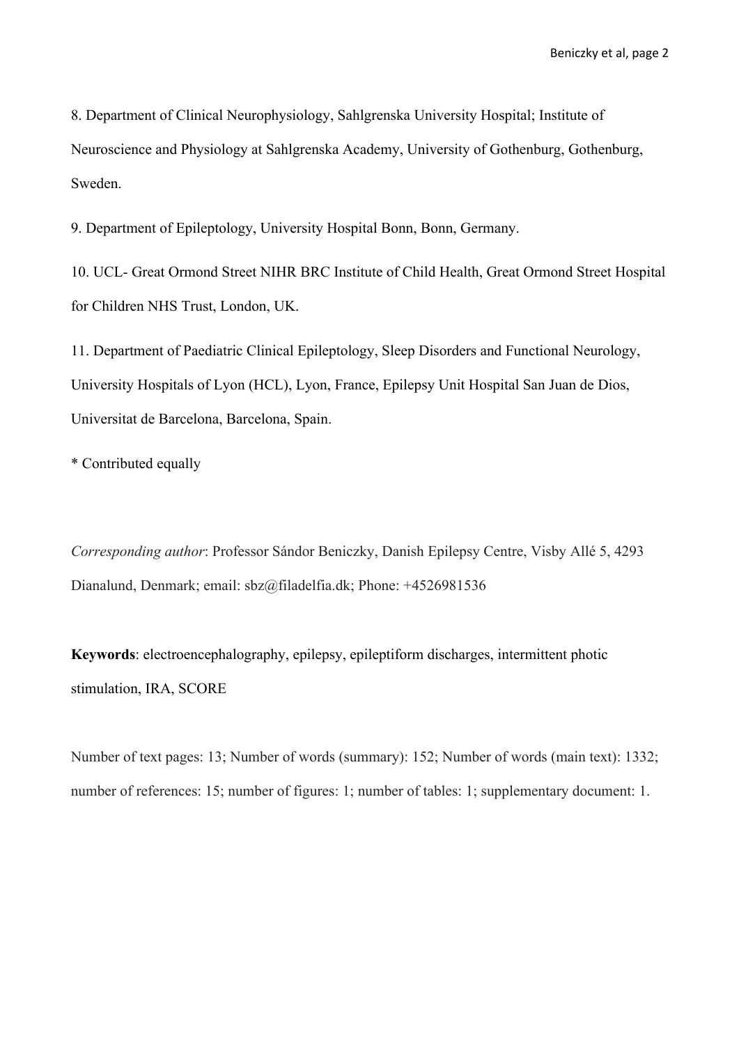8. Department of Clinical Neurophysiology, Sahlgrenska University Hospital; Institute of Neuroscience and Physiology at Sahlgrenska Academy, University of Gothenburg, Gothenburg, Sweden.

9. Department of Epileptology, University Hospital Bonn, Bonn, Germany.

10. UCL- Great Ormond Street NIHR BRC Institute of Child Health, Great Ormond Street Hospital for Children NHS Trust, London, UK.

11. Department of Paediatric Clinical Epileptology, Sleep Disorders and Functional Neurology, University Hospitals of Lyon (HCL), Lyon, France, Epilepsy Unit Hospital San Juan de Dios, Universitat de Barcelona, Barcelona, Spain.

* Contributed equally

*Corresponding author*: Professor Sándor Beniczky, Danish Epilepsy Centre, Visby Allé 5, 4293 Dianalund, Denmark; email: sbz@filadelfia.dk; Phone: +4526981536

**Keywords**: electroencephalography, epilepsy, epileptiform discharges, intermittent photic stimulation, IRA, SCORE

Number of text pages: 13; Number of words (summary): 152; Number of words (main text): 1332; number of references: 15; number of figures: 1; number of tables: 1; supplementary document: 1.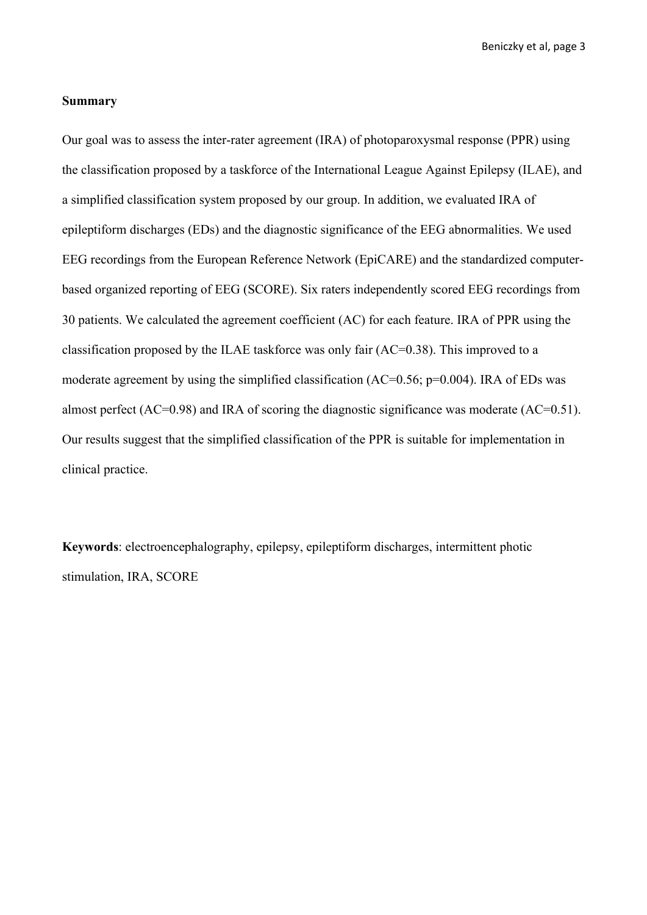**Summary**

Our goal was to assess the inter-rater agreement (IRA) of photoparoxysmal response (PPR) using the classification proposed by a taskforce of the International League Against Epilepsy (ILAE), and a simplified classification system proposed by our group. In addition, we evaluated IRA of epileptiform discharges (EDs) and the diagnostic significance of the EEG abnormalities. We used EEG recordings from the European Reference Network (EpiCARE) and the standardized computer-based organized reporting of EEG (SCORE). Six raters independently scored EEG recordings from 30 patients. We calculated the agreement coefficient (AC) for each feature. IRA of PPR using the classification proposed by the ILAE taskforce was only fair (AC=0.38). This improved to a moderate agreement by using the simplified classification (AC=0.56; p=0.004). IRA of EDs was almost perfect (AC=0.98) and IRA of scoring the diagnostic significance was moderate (AC=0.51). Our results suggest that the simplified classification of the PPR is suitable for implementation in clinical practice.

**Keywords**: electroencephalography, epilepsy, epileptiform discharges, intermittent photic stimulation, IRA, SCORE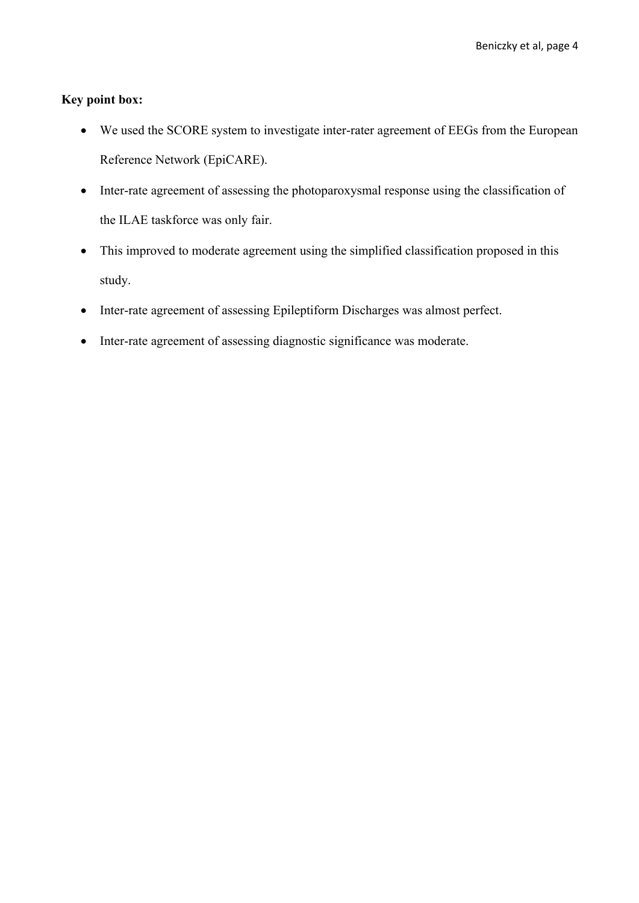**Key point box:**

- We used the SCORE system to investigate inter-rater agreement of EEGs from the European Reference Network (EpiCARE).
- Inter-rate agreement of assessing the photoparoxysmal response using the classification of the ILAE taskforce was only fair.
- This improved to moderate agreement using the simplified classification proposed in this study.
- Inter-rate agreement of assessing Epileptiform Discharges was almost perfect.
- Inter-rate agreement of assessing diagnostic significance was moderate.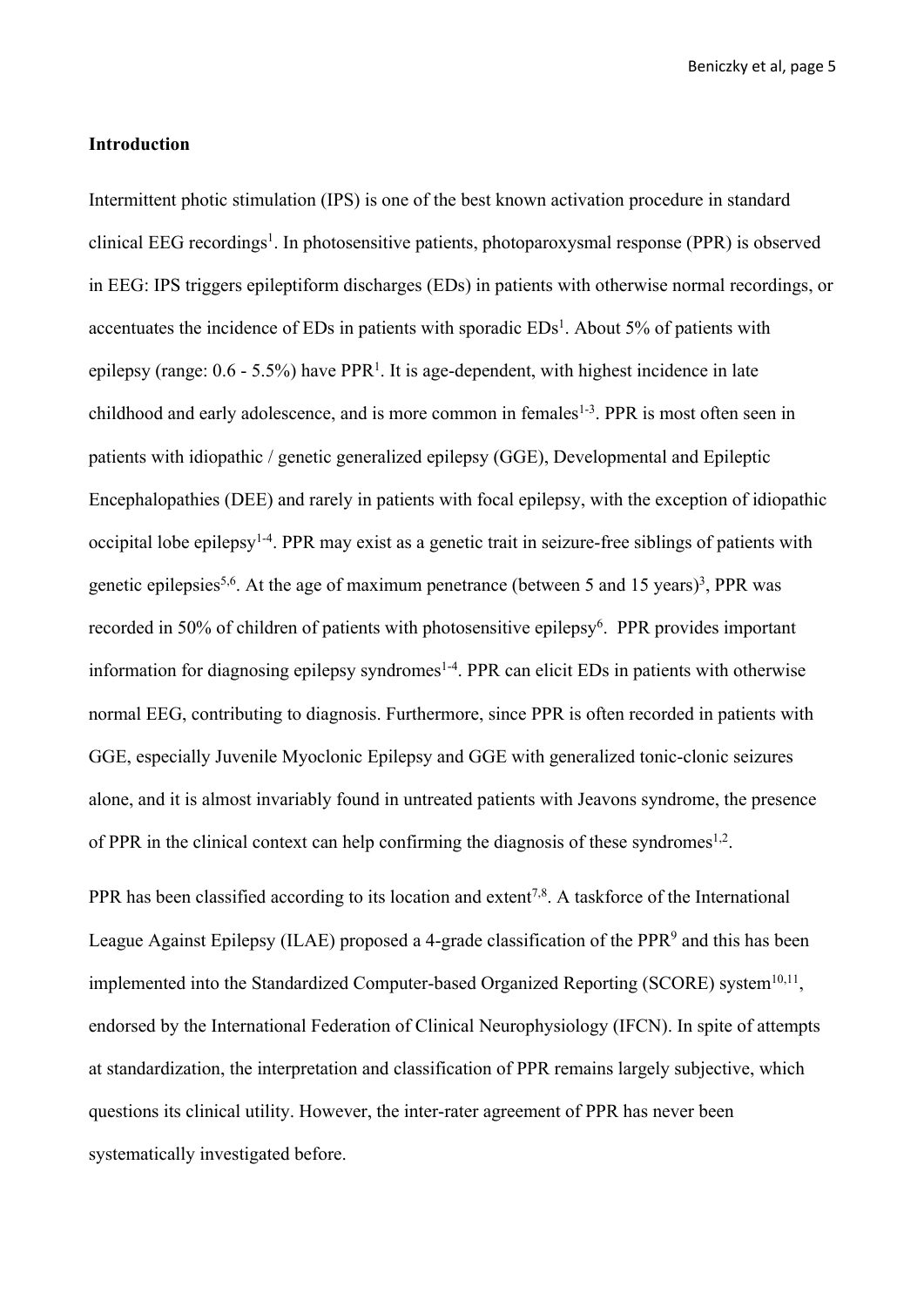## Introduction

Intermittent photic stimulation (IPS) is one of the best known activation procedure in standard clinical EEG recordings[1]. In photosensitive patients, photoparoxysmal response (PPR) is observed in EEG: IPS triggers epileptiform discharges (EDs) in patients with otherwise normal recordings, or accentuates the incidence of EDs in patients with sporadic EDs[1]. About 5% of patients with epilepsy (range: 0.6 - 5.5%) have PPR[1]. It is age-dependent, with highest incidence in late childhood and early adolescence, and is more common in females[1-3]. PPR is most often seen in patients with idiopathic / genetic generalized epilepsy (GGE), Developmental and Epileptic Encephalopathies (DEE) and rarely in patients with focal epilepsy, with the exception of idiopathic occipital lobe epilepsy[1-4]. PPR may exist as a genetic trait in seizure-free siblings of patients with genetic epilepsies[5,6]. At the age of maximum penetrance (between 5 and 15 years)[3], PPR was recorded in 50% of children of patients with photosensitive epilepsy[6]. PPR provides important information for diagnosing epilepsy syndromes[1-4]. PPR can elicit EDs in patients with otherwise normal EEG, contributing to diagnosis. Furthermore, since PPR is often recorded in patients with GGE, especially Juvenile Myoclonic Epilepsy and GGE with generalized tonic-clonic seizures alone, and it is almost invariably found in untreated patients with Jeavons syndrome, the presence of PPR in the clinical context can help confirming the diagnosis of these syndromes[1,2].

PPR has been classified according to its location and extent[7,8]. A taskforce of the International League Against Epilepsy (ILAE) proposed a 4-grade classification of the PPR[9] and this has been implemented into the Standardized Computer-based Organized Reporting (SCORE) system[10,11], endorsed by the International Federation of Clinical Neurophysiology (IFCN). In spite of attempts at standardization, the interpretation and classification of PPR remains largely subjective, which questions its clinical utility. However, the inter-rater agreement of PPR has never been systematically investigated before.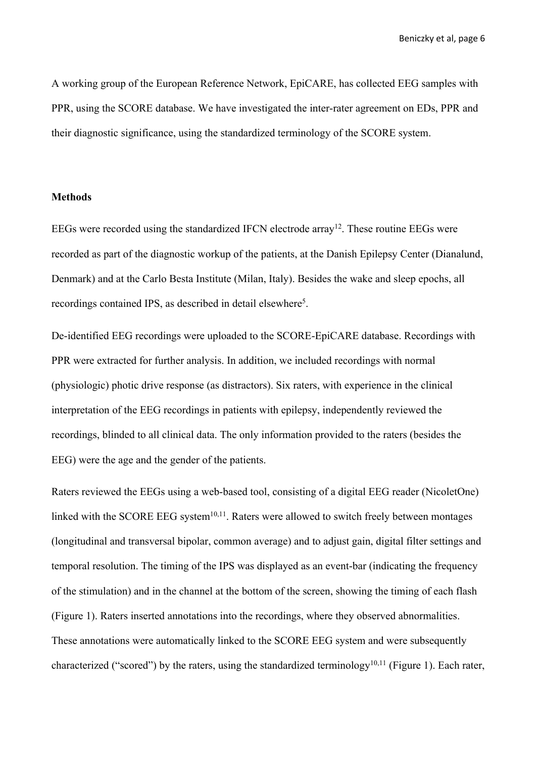A working group of the European Reference Network, EpiCARE, has collected EEG samples with PPR, using the SCORE database. We have investigated the inter-rater agreement on EDs, PPR and their diagnostic significance, using the standardized terminology of the SCORE system.

**Methods**

EEGs were recorded using the standardized IFCN electrode array[12]. These routine EEGs were recorded as part of the diagnostic workup of the patients, at the Danish Epilepsy Center (Dianalund, Denmark) and at the Carlo Besta Institute (Milan, Italy). Besides the wake and sleep epochs, all recordings contained IPS, as described in detail elsewhere[5].

De-identified EEG recordings were uploaded to the SCORE-EpiCARE database. Recordings with PPR were extracted for further analysis. In addition, we included recordings with normal (physiologic) photic drive response (as distractors). Six raters, with experience in the clinical interpretation of the EEG recordings in patients with epilepsy, independently reviewed the recordings, blinded to all clinical data. The only information provided to the raters (besides the EEG) were the age and the gender of the patients.

Raters reviewed the EEGs using a web-based tool, consisting of a digital EEG reader (NicoletOne) linked with the SCORE EEG system[10,11]. Raters were allowed to switch freely between montages (longitudinal and transversal bipolar, common average) and to adjust gain, digital filter settings and temporal resolution. The timing of the IPS was displayed as an event-bar (indicating the frequency of the stimulation) and in the channel at the bottom of the screen, showing the timing of each flash (Figure 1). Raters inserted annotations into the recordings, where they observed abnormalities. These annotations were automatically linked to the SCORE EEG system and were subsequently characterized ("scored") by the raters, using the standardized terminology[10,11] (Figure 1). Each rater,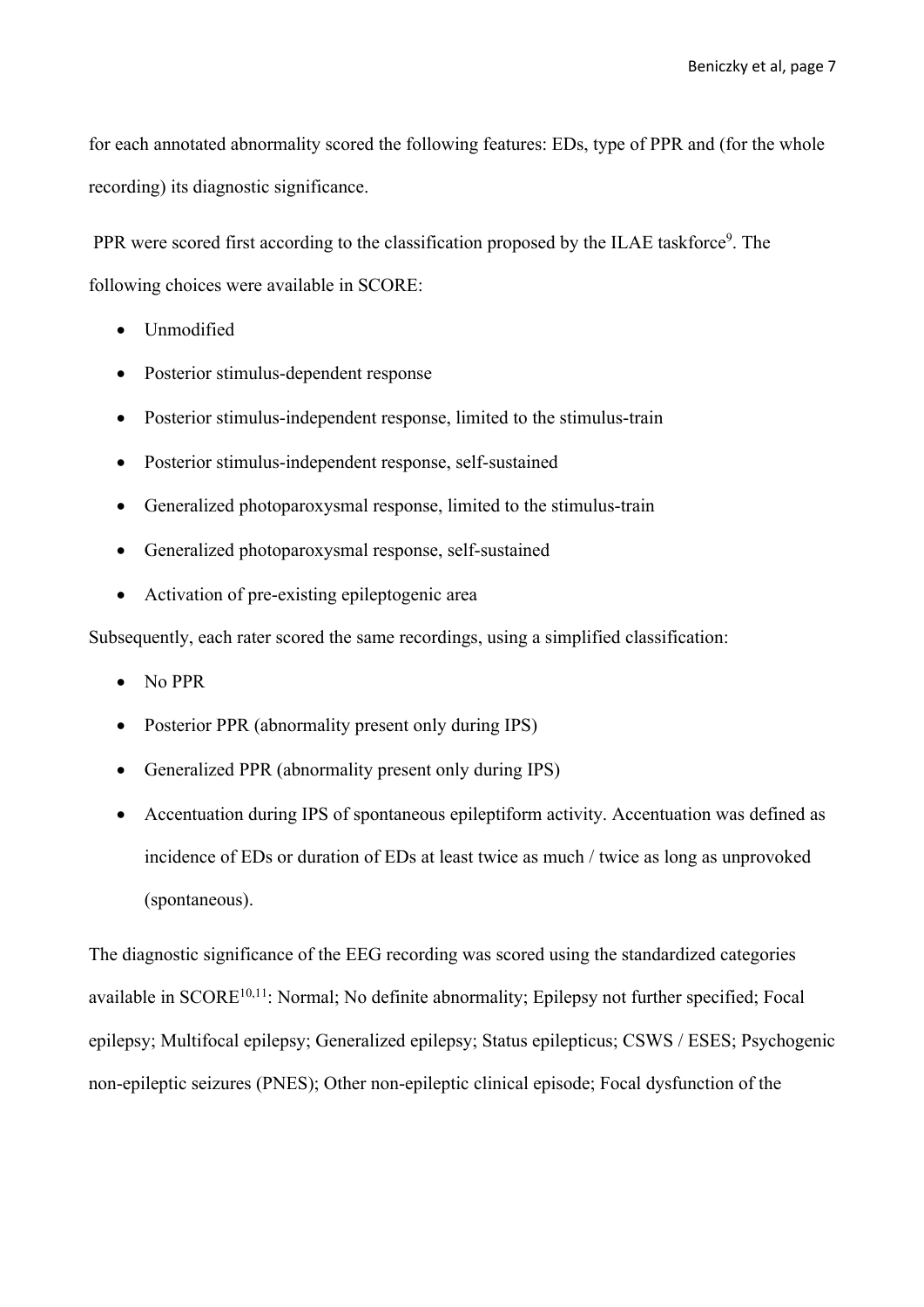for each annotated abnormality scored the following features: EDs, type of PPR and (for the whole recording) its diagnostic significance.

PPR were scored first according to the classification proposed by the ILAE taskforce[9]. The following choices were available in SCORE:

- Unmodified
- Posterior stimulus-dependent response
- Posterior stimulus-independent response, limited to the stimulus-train
- Posterior stimulus-independent response, self-sustained
- Generalized photoparoxysmal response, limited to the stimulus-train
- Generalized photoparoxysmal response, self-sustained
- Activation of pre-existing epileptogenic area

Subsequently, each rater scored the same recordings, using a simplified classification:

- No PPR
- Posterior PPR (abnormality present only during IPS)
- Generalized PPR (abnormality present only during IPS)
- Accentuation during IPS of spontaneous epileptiform activity. Accentuation was defined as incidence of EDs or duration of EDs at least twice as much / twice as long as unprovoked (spontaneous).

The diagnostic significance of the EEG recording was scored using the standardized categories available in SCORE[10,11]: Normal; No definite abnormality; Epilepsy not further specified; Focal epilepsy; Multifocal epilepsy; Generalized epilepsy; Status epilepticus; CSWS / ESES; Psychogenic non-epileptic seizures (PNES); Other non-epileptic clinical episode; Focal dysfunction of the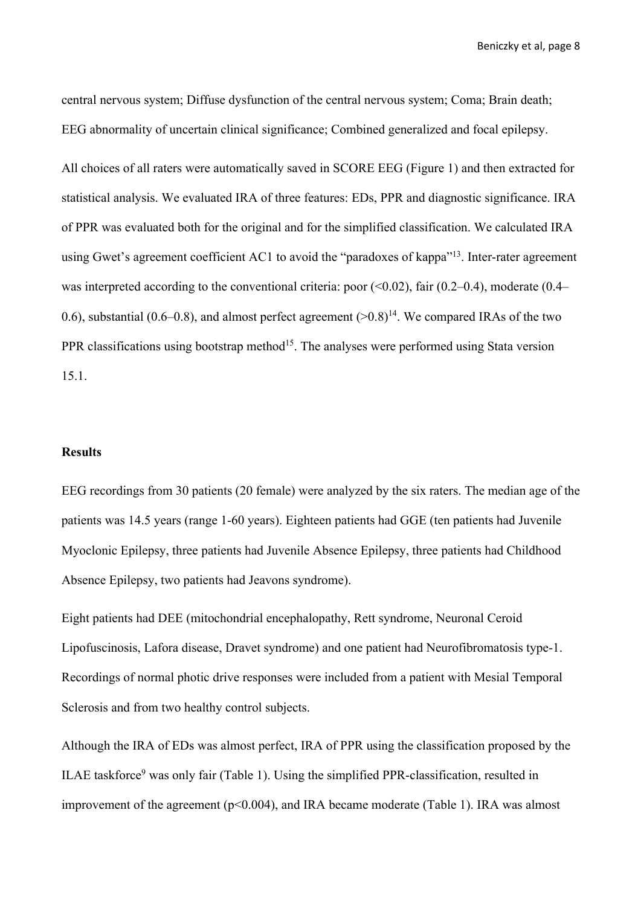central nervous system; Diffuse dysfunction of the central nervous system; Coma; Brain death; EEG abnormality of uncertain clinical significance; Combined generalized and focal epilepsy.

All choices of all raters were automatically saved in SCORE EEG (Figure 1) and then extracted for statistical analysis. We evaluated IRA of three features: EDs, PPR and diagnostic significance. IRA of PPR was evaluated both for the original and for the simplified classification. We calculated IRA using Gwet's agreement coefficient AC1 to avoid the "paradoxes of kappa"[13]. Inter-rater agreement was interpreted according to the conventional criteria: poor (<0.02), fair (0.2–0.4), moderate (0.4–0.6), substantial (0.6–0.8), and almost perfect agreement (>0.8)[14]. We compared IRAs of the two PPR classifications using bootstrap method[15]. The analyses were performed using Stata version 15.1.

## Results

EEG recordings from 30 patients (20 female) were analyzed by the six raters. The median age of the patients was 14.5 years (range 1-60 years). Eighteen patients had GGE (ten patients had Juvenile Myoclonic Epilepsy, three patients had Juvenile Absence Epilepsy, three patients had Childhood Absence Epilepsy, two patients had Jeavons syndrome).

Eight patients had DEE (mitochondrial encephalopathy, Rett syndrome, Neuronal Ceroid Lipofuscinosis, Lafora disease, Dravet syndrome) and one patient had Neurofibromatosis type-1. Recordings of normal photic drive responses were included from a patient with Mesial Temporal Sclerosis and from two healthy control subjects.

Although the IRA of EDs was almost perfect, IRA of PPR using the classification proposed by the ILAE taskforce[9] was only fair (Table 1). Using the simplified PPR-classification, resulted in improvement of the agreement ($p<0.004$), and IRA became moderate (Table 1). IRA was almost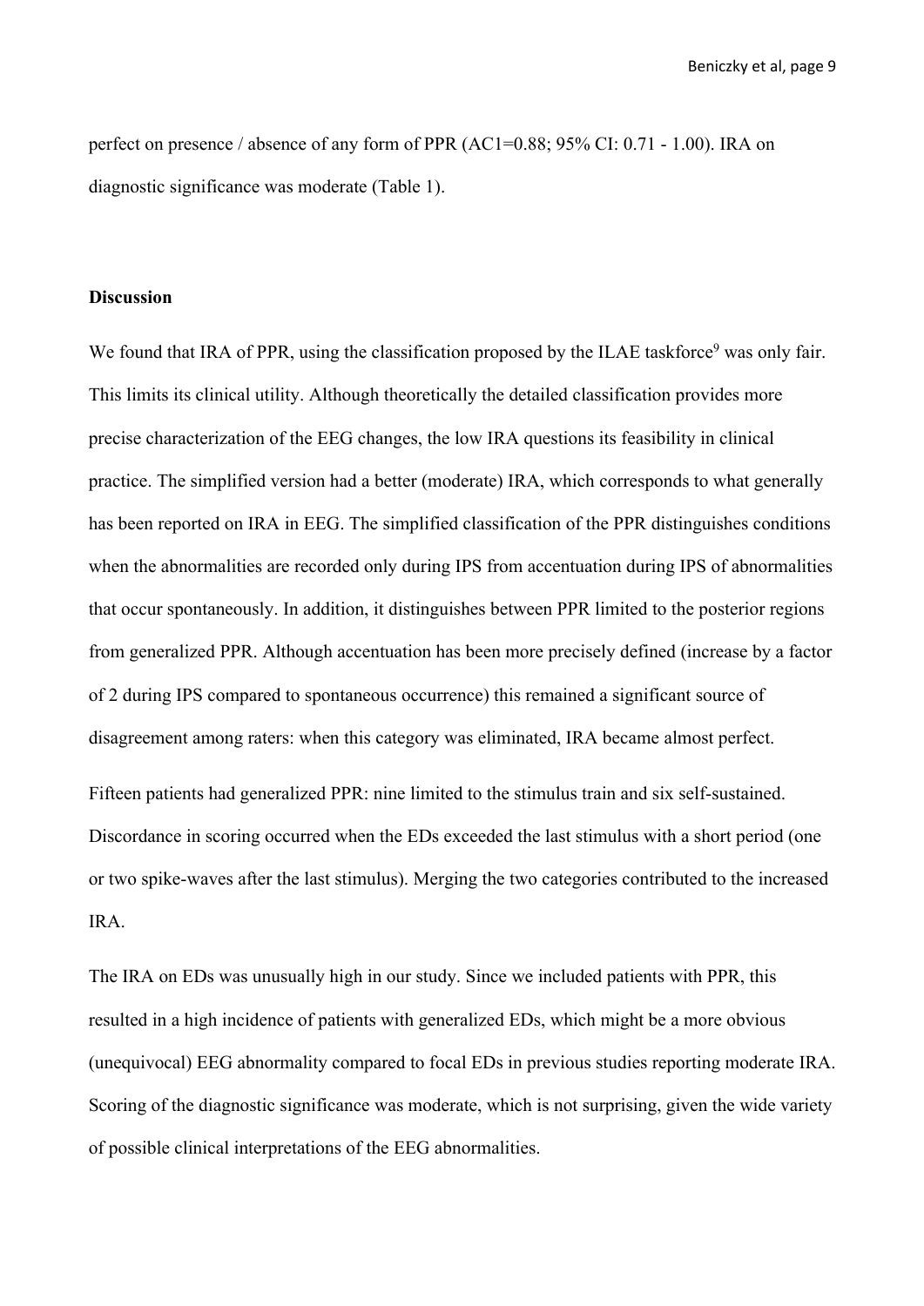perfect on presence / absence of any form of PPR (AC1=0.88; 95% CI: 0.71 - 1.00). IRA on diagnostic significance was moderate (Table 1).

## Discussion

We found that IRA of PPR, using the classification proposed by the ILAE taskforce[9] was only fair. This limits its clinical utility. Although theoretically the detailed classification provides more precise characterization of the EEG changes, the low IRA questions its feasibility in clinical practice. The simplified version had a better (moderate) IRA, which corresponds to what generally has been reported on IRA in EEG. The simplified classification of the PPR distinguishes conditions when the abnormalities are recorded only during IPS from accentuation during IPS of abnormalities that occur spontaneously. In addition, it distinguishes between PPR limited to the posterior regions from generalized PPR. Although accentuation has been more precisely defined (increase by a factor of 2 during IPS compared to spontaneous occurrence) this remained a significant source of disagreement among raters: when this category was eliminated, IRA became almost perfect.

Fifteen patients had generalized PPR: nine limited to the stimulus train and six self-sustained. Discordance in scoring occurred when the EDs exceeded the last stimulus with a short period (one or two spike-waves after the last stimulus). Merging the two categories contributed to the increased IRA.

The IRA on EDs was unusually high in our study. Since we included patients with PPR, this resulted in a high incidence of patients with generalized EDs, which might be a more obvious (unequivocal) EEG abnormality compared to focal EDs in previous studies reporting moderate IRA. Scoring of the diagnostic significance was moderate, which is not surprising, given the wide variety of possible clinical interpretations of the EEG abnormalities.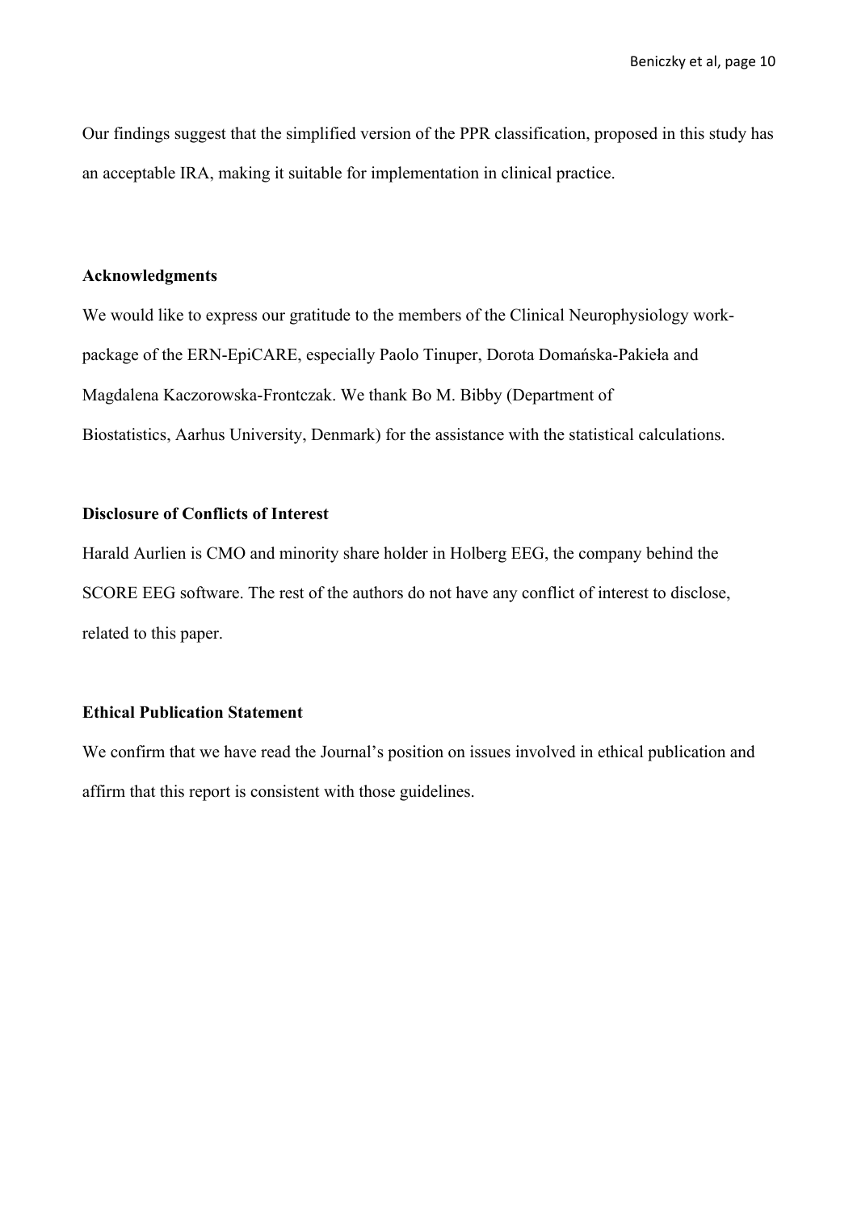Our findings suggest that the simplified version of the PPR classification, proposed in this study has an acceptable IRA, making it suitable for implementation in clinical practice.

### Acknowledgments

We would like to express our gratitude to the members of the Clinical Neurophysiology work-package of the ERN-EpiCARE, especially Paolo Tinuper, Dorota Domańska-Pakieła and Magdalena Kaczorowska-Frontczak. We thank Bo M. Bibby (Department of Biostatistics, Aarhus University, Denmark) for the assistance with the statistical calculations.

### Disclosure of Conflicts of Interest

Harald Aurlien is CMO and minority share holder in Holberg EEG, the company behind the SCORE EEG software. The rest of the authors do not have any conflict of interest to disclose, related to this paper.

### Ethical Publication Statement

We confirm that we have read the Journal's position on issues involved in ethical publication and affirm that this report is consistent with those guidelines.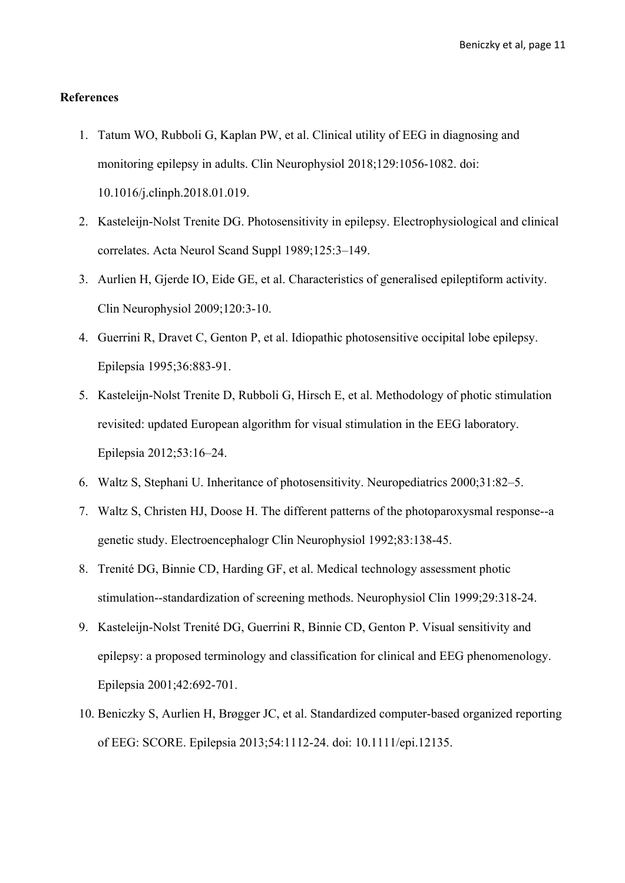**References**

1. Tatum WO, Rubboli G, Kaplan PW, et al. Clinical utility of EEG in diagnosing and monitoring epilepsy in adults. Clin Neurophysiol 2018;129:1056-1082. doi: 10.1016/j.clinph.2018.01.019.
2. Kasteleijn-Nolst Trenite DG. Photosensitivity in epilepsy. Electrophysiological and clinical correlates. Acta Neurol Scand Suppl 1989;125:3–149.
3. Aurlien H, Gjerde IO, Eide GE, et al. Characteristics of generalised epileptiform activity. Clin Neurophysiol 2009;120:3-10.
4. Guerrini R, Dravet C, Genton P, et al. Idiopathic photosensitive occipital lobe epilepsy. Epilepsia 1995;36:883-91.
5. Kasteleijn-Nolst Trenite D, Rubboli G, Hirsch E, et al. Methodology of photic stimulation revisited: updated European algorithm for visual stimulation in the EEG laboratory. Epilepsia 2012;53:16–24.
6. Waltz S, Stephani U. Inheritance of photosensitivity. Neuropediatrics 2000;31:82–5.
7. Waltz S, Christen HJ, Doose H. The different patterns of the photoparoxysmal response--a genetic study. Electroencephalogr Clin Neurophysiol 1992;83:138-45.
8. Trenité DG, Binnie CD, Harding GF, et al. Medical technology assessment photic stimulation--standardization of screening methods. Neurophysiol Clin 1999;29:318-24.
9. Kasteleijn-Nolst Trenité DG, Guerrini R, Binnie CD, Genton P. Visual sensitivity and epilepsy: a proposed terminology and classification for clinical and EEG phenomenology. Epilepsia 2001;42:692-701.
10. Beniczky S, Aurlien H, Brøgger JC, et al. Standardized computer-based organized reporting of EEG: SCORE. Epilepsia 2013;54:1112-24. doi: 10.1111/epi.12135.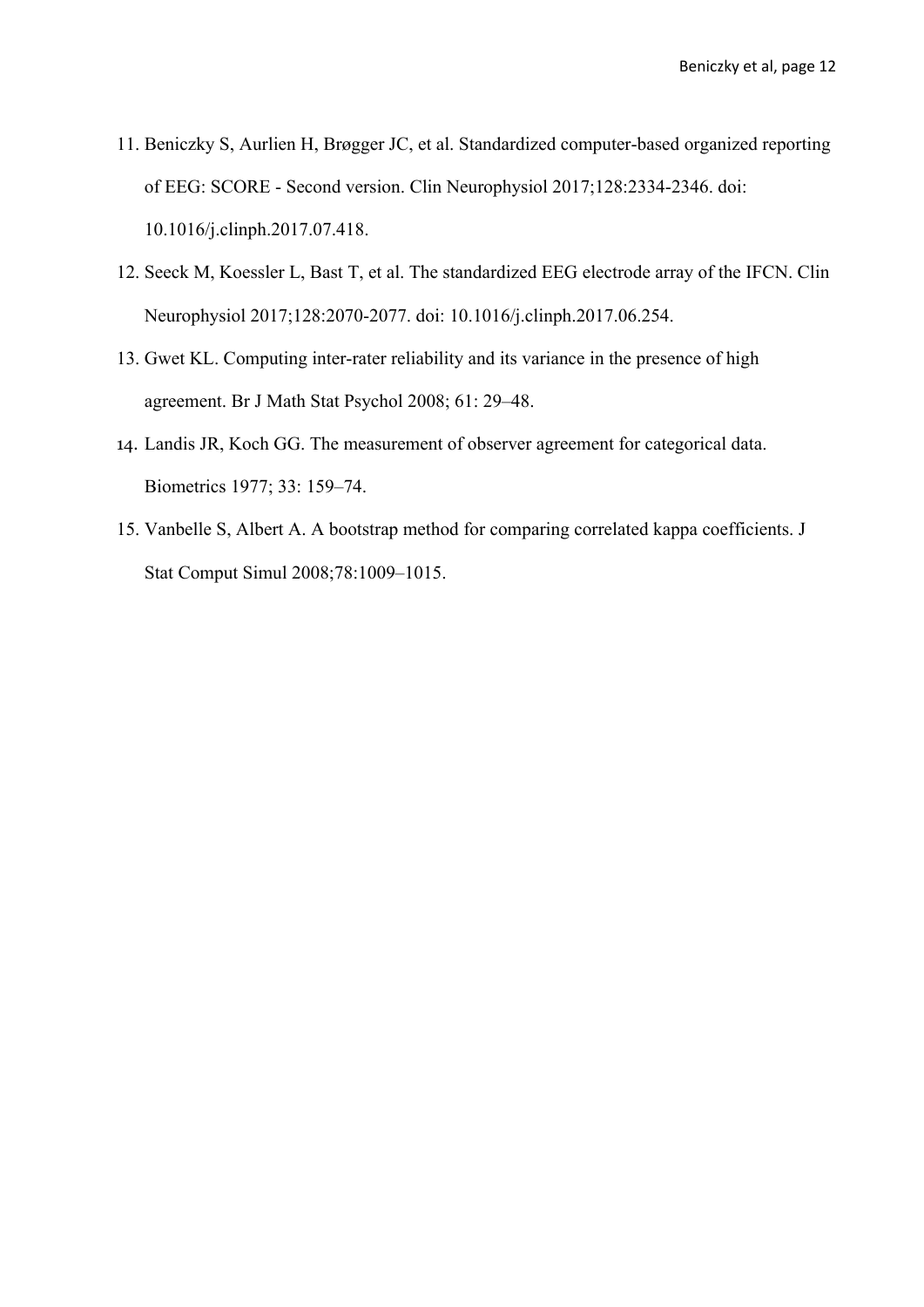11. Beniczky S, Aurlien H, Brøgger JC, et al. Standardized computer-based organized reporting of EEG: SCORE - Second version. Clin Neurophysiol 2017;128:2334-2346. doi: 10.1016/j.clinph.2017.07.418.
12. Seeck M, Koessler L, Bast T, et al. The standardized EEG electrode array of the IFCN. Clin Neurophysiol 2017;128:2070-2077. doi: 10.1016/j.clinph.2017.06.254.
13. Gwet KL. Computing inter-rater reliability and its variance in the presence of high agreement. Br J Math Stat Psychol 2008; 61: 29–48.
14. Landis JR, Koch GG. The measurement of observer agreement for categorical data. Biometrics 1977; 33: 159–74.
15. Vanbelle S, Albert A. A bootstrap method for comparing correlated kappa coefficients. J Stat Comput Simul 2008;78:1009–1015.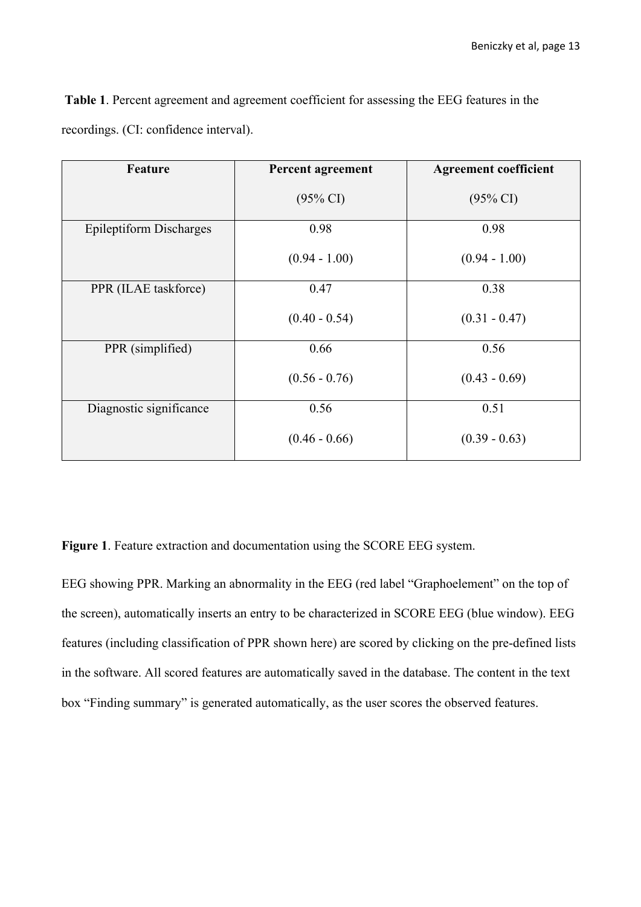**Table 1**. Percent agreement and agreement coefficient for assessing the EEG features in the recordings. (CI: confidence interval).

| Feature | Percent agreement (95% CI) | Agreement coefficient (95% CI) |
|---|---|---|
| Epileptiform Discharges | 0.98 (0.94 - 1.00) | 0.98 (0.94 - 1.00) |
| PPR (ILAE taskforce) | 0.47 (0.40 - 0.54) | 0.38 (0.31 - 0.47) |
| PPR (simplified) | 0.66 (0.56 - 0.76) | 0.56 (0.43 - 0.69) |
| Diagnostic significance | 0.56 (0.46 - 0.66) | 0.51 (0.39 - 0.63) |

**Figure 1**. Feature extraction and documentation using the SCORE EEG system.

EEG showing PPR. Marking an abnormality in the EEG (red label "Graphoelement" on the top of the screen), automatically inserts an entry to be characterized in SCORE EEG (blue window). EEG features (including classification of PPR shown here) are scored by clicking on the pre-defined lists in the software. All scored features are automatically saved in the database. The content in the text box "Finding summary" is generated automatically, as the user scores the observed features.